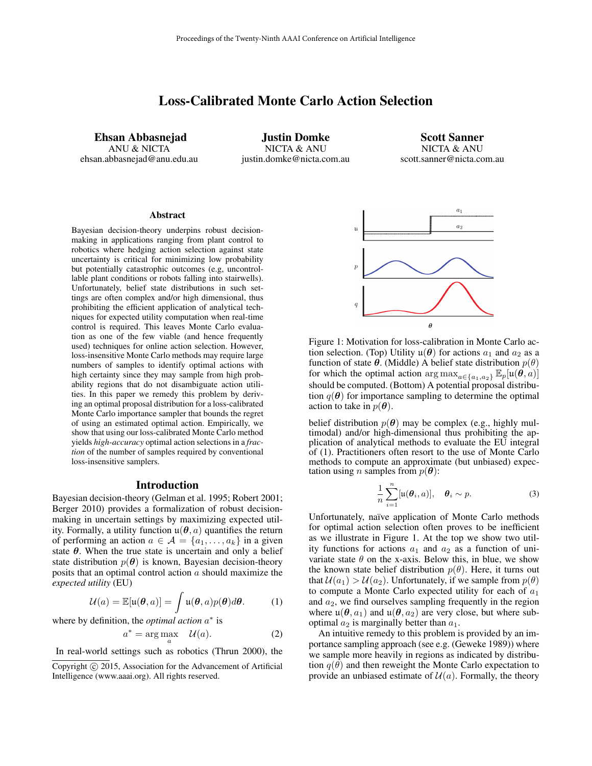# Loss-Calibrated Monte Carlo Action Selection

**Ehsan Abbasnejad**
ANU & NICTA
ehsan.abbasnejad@anu.edu.au

**Justin Domke**
NICTA & ANU
justin.domke@nicta.com.au

**Scott Sanner**
NICTA & ANU
scott.sanner@nicta.com.au

## Abstract

Bayesian decision-theory underpins robust decision-making in applications ranging from plant control to robotics where hedging action selection against state uncertainty is critical for minimizing low probability but potentially catastrophic outcomes (e.g, uncontrollable plant conditions or robots falling into stairwells). Unfortunately, belief state distributions in such settings are often complex and/or high dimensional, thus prohibiting the efficient application of analytical techniques for expected utility computation when real-time control is required. This leaves Monte Carlo evaluation as one of the few viable (and hence frequently used) techniques for online action selection. However, loss-insensitive Monte Carlo methods may require large numbers of samples to identify optimal actions with high certainty since they may sample from high probability regions that do not disambiguate action utilities. In this paper we remedy this problem by deriving an optimal proposal distribution for a loss-calibrated Monte Carlo importance sampler that bounds the regret of using an estimated optimal action. Empirically, we show that using our loss-calibrated Monte Carlo method yields *high-accuracy* optimal action selections in a *fraction* of the number of samples required by conventional loss-insensitive samplers.

## Introduction

Bayesian decision-theory (Gelman et al. 1995; Robert 2001; Berger 2010) provides a formalization of robust decision-making in uncertain settings by maximizing expected utility. Formally, a utility function $\mathfrak{u}(\boldsymbol{\theta}, a)$ quantifies the return of performing an action $a \in \mathcal{A} = \{a_1, \ldots, a_k\}$ in a given state $\boldsymbol{\theta}$. When the true state is uncertain and only a belief state distribution $p(\boldsymbol{\theta})$ is known, Bayesian decision-theory posits that an optimal control action $a$ should maximize the *expected utility* (EU)

$$\mathcal{U}(a) = \mathbb{E}[\mathfrak{u}(\boldsymbol{\theta}, a)] = \int \mathfrak{u}(\boldsymbol{\theta}, a) p(\boldsymbol{\theta}) d\boldsymbol{\theta}. \quad (1)$$

where by definition, the *optimal action* $a^*$ is

$$a^* = \arg\max_a \quad \mathcal{U}(a). \quad (2)$$

In real-world settings such as robotics (Thrun 2000), the belief distribution $p(\boldsymbol{\theta})$ may be complex (e.g., highly multimodal) and/or high-dimensional thus prohibiting the application of analytical methods to evaluate the EU integral of (1). Practitioners often resort to the use of Monte Carlo methods to compute an approximate (but unbiased) expectation using $n$ samples from $p(\boldsymbol{\theta})$:

$$\frac{1}{n}\sum_{i=1}^{n}[\mathfrak{u}(\boldsymbol{\theta}_i, a)], \quad \boldsymbol{\theta}_i \sim p. \quad (3)$$

Unfortunately, naïve application of Monte Carlo methods for optimal action selection often proves to be inefficient as we illustrate in Figure 1. At the top we show two utility functions for actions $a_1$ and $a_2$ as a function of univariate state $\theta$ on the x-axis. Below this, in blue, we show the known state belief distribution $p(\theta)$. Here, it turns out that $\mathcal{U}(a_1) > \mathcal{U}(a_2)$. Unfortunately, if we sample from $p(\theta)$ to compute a Monte Carlo expected utility for each of $a_1$ and $a_2$, we find ourselves sampling frequently in the region where $\mathfrak{u}(\boldsymbol{\theta}, a_1)$ and $\mathfrak{u}(\boldsymbol{\theta}, a_2)$ are very close, but where sub-optimal $a_2$ is marginally better than $a_1$.

An intuitive remedy to this problem is provided by an importance sampling approach (see e.g. (Geweke 1989)) where we sample more heavily in regions as indicated by distribution $q(\theta)$ and then reweight the Monte Carlo expectation to provide an unbiased estimate of $\mathcal{U}(a)$. Formally, the theory

$a_1$
$a_2$
$\mathfrak{u}$
$p$
$q$
$\boldsymbol{\theta}$

Figure 1: Motivation for loss-calibration in Monte Carlo action selection. (Top) Utility $\mathfrak{u}(\boldsymbol{\theta})$ for actions $a_1$ and $a_2$ as a function of state $\boldsymbol{\theta}$. (Middle) A belief state distribution $p(\boldsymbol{\theta})$ for which the optimal action $\arg\max_{a \in \{a_1, a_2\}} \mathbb{E}_p[\mathfrak{u}(\boldsymbol{\theta}, a)]$ should be computed. (Bottom) A potential proposal distribution $q(\boldsymbol{\theta})$ for importance sampling to determine the optimal action to take in $p(\boldsymbol{\theta})$.

Copyright © 2015, Association for the Advancement of Artificial Intelligence (www.aaai.org). All rights reserved.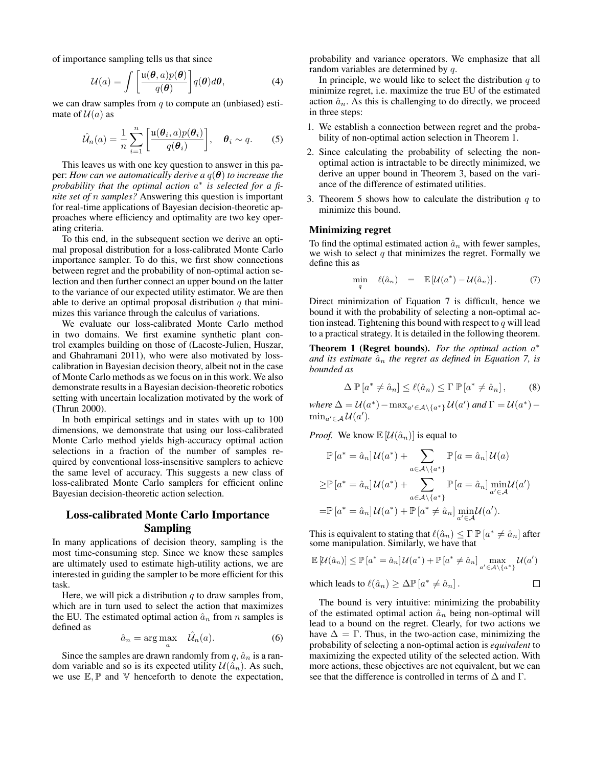of importance sampling tells us that since

$$\mathcal{U}(a) = \int \left[ \frac{\mathfrak{u}(\boldsymbol{\theta}, a) p(\boldsymbol{\theta})}{q(\boldsymbol{\theta})} \right] q(\boldsymbol{\theta}) d\boldsymbol{\theta}, \tag{4}$$

we can draw samples from $q$ to compute an (unbiased) estimate of $\mathcal{U}(a)$ as

$$\hat{\mathcal{U}}_n(a) = \frac{1}{n} \sum_{i=1}^{n} \left[ \frac{\mathfrak{u}(\boldsymbol{\theta}_i, a) p(\boldsymbol{\theta}_i)}{q(\boldsymbol{\theta}_i)} \right], \quad \boldsymbol{\theta}_i \sim q. \tag{5}$$

This leaves us with one key question to answer in this paper: *How can we automatically derive a $q(\boldsymbol{\theta})$ to increase the probability that the optimal action $a^*$ is selected for a finite set of $n$ samples?* Answering this question is important for real-time applications of Bayesian decision-theoretic approaches where efficiency and optimality are two key operating criteria.

To this end, in the subsequent section we derive an optimal proposal distribution for a loss-calibrated Monte Carlo importance sampler. To do this, we first show connections between regret and the probability of non-optimal action selection and then further connect an upper bound on the latter to the variance of our expected utility estimator. We are then able to derive an optimal proposal distribution $q$ that minimizes this variance through the calculus of variations.

We evaluate our loss-calibrated Monte Carlo method in two domains. We first examine synthetic plant control examples building on those of (Lacoste-Julien, Huszar, and Ghahramani 2011), who were also motivated by loss-calibration in Bayesian decision theory, albeit not in the case of Monte Carlo methods as we focus on in this work. We also demonstrate results in a Bayesian decision-theoretic robotics setting with uncertain localization motivated by the work of (Thrun 2000).

In both empirical settings and in states with up to 100 dimensions, we demonstrate that using our loss-calibrated Monte Carlo method yields high-accuracy optimal action selections in a fraction of the number of samples required by conventional loss-insensitive samplers to achieve the same level of accuracy. This suggests a new class of loss-calibrated Monte Carlo samplers for efficient online Bayesian decision-theoretic action selection.

## Loss-calibrated Monte Carlo Importance Sampling

In many applications of decision theory, sampling is the most time-consuming step. Since we know these samples are ultimately used to estimate high-utility actions, we are interested in guiding the sampler to be more efficient for this task.

Here, we will pick a distribution $q$ to draw samples from, which are in turn used to select the action that maximizes the EU. The estimated optimal action $\hat{a}_n$ from $n$ samples is defined as

$$\hat{a}_n = \arg\max_a \quad \hat{\mathcal{U}}_n(a). \tag{6}$$

Since the samples are drawn randomly from $q$, $\hat{a}_n$ is a random variable and so is its expected utility $\mathcal{U}(\hat{a}_n)$. As such, we use $\mathbb{E}, \mathbb{P}$ and $\mathbb{V}$ henceforth to denote the expectation, probability and variance operators. We emphasize that all random variables are determined by $q$.

In principle, we would like to select the distribution $q$ to minimize regret, i.e. maximize the true EU of the estimated action $\hat{a}_n$. As this is challenging to do directly, we proceed in three steps:

1. We establish a connection between regret and the probability of non-optimal action selection in Theorem 1.
2. Since calculating the probability of selecting the non-optimal action is intractable to be directly minimized, we derive an upper bound in Theorem 3, based on the variance of the difference of estimated utilities.
3. Theorem 5 shows how to calculate the distribution $q$ to minimize this bound.

### Minimizing regret

To find the optimal estimated action $\hat{a}_n$ with fewer samples, we wish to select $q$ that minimizes the regret. Formally we define this as

$$\min_q \quad \ell(\hat{a}_n) \quad = \quad \mathbb{E}\left[\mathcal{U}(a^*) - \mathcal{U}(\hat{a}_n)\right]. \tag{7}$$

Direct minimization of Equation 7 is difficult, hence we bound it with the probability of selecting a non-optimal action instead. Tightening this bound with respect to $q$ will lead to a practical strategy. It is detailed in the following theorem.

**Theorem 1 (Regret bounds).** *For the optimal action $a^*$ and its estimate $\hat{a}_n$ the regret as defined in Equation 7, is bounded as*

$$\Delta\, \mathbb{P}\left[a^* \neq \hat{a}_n\right] \leq \ell(\hat{a}_n) \leq \Gamma\, \mathbb{P}\left[a^* \neq \hat{a}_n\right], \tag{8}$$

*where $\Delta = \mathcal{U}(a^*) - \max_{a' \in \mathcal{A} \setminus \{a^*\}} \mathcal{U}(a')$ and $\Gamma = \mathcal{U}(a^*) - \min_{a' \in \mathcal{A}} \mathcal{U}(a')$.*

*Proof.* We know $\mathbb{E}\left[\mathcal{U}(\hat{a}_n)\right]$ is equal to

$$\begin{aligned}
&\mathbb{P}\left[a^* = \hat{a}_n\right]\mathcal{U}(a^*) + \sum_{a \in \mathcal{A} \setminus \{a^*\}} \mathbb{P}\left[a = \hat{a}_n\right]\mathcal{U}(a) \\
\geq &\mathbb{P}\left[a^* = \hat{a}_n\right]\mathcal{U}(a^*) + \sum_{a \in \mathcal{A} \setminus \{a^*\}} \mathbb{P}\left[a = \hat{a}_n\right] \min_{a' \in \mathcal{A}} \mathcal{U}(a') \\
= &\mathbb{P}\left[a^* = \hat{a}_n\right]\mathcal{U}(a^*) + \mathbb{P}\left[a^* \neq \hat{a}_n\right] \min_{a' \in \mathcal{A}} \mathcal{U}(a').
\end{aligned}$$

This is equivalent to stating that $\ell(\hat{a}_n) \leq \Gamma\, \mathbb{P}\left[a^* \neq \hat{a}_n\right]$ after some manipulation. Similarly, we have that

$$\mathbb{E}\left[\mathcal{U}(\hat{a}_n)\right] \leq \mathbb{P}\left[a^* = \hat{a}_n\right]\mathcal{U}(a^*) + \mathbb{P}\left[a^* \neq \hat{a}_n\right] \max_{a' \in \mathcal{A} \setminus \{a^*\}} \mathcal{U}(a')$$

which leads to $\ell(\hat{a}_n) \geq \Delta \mathbb{P}\left[a^* \neq \hat{a}_n\right]$. $\square$

The bound is very intuitive: minimizing the probability of the estimated optimal action $\hat{a}_n$ being non-optimal will lead to a bound on the regret. Clearly, for two actions we have $\Delta = \Gamma$. Thus, in the two-action case, minimizing the probability of selecting a non-optimal action is *equivalent* to maximizing the expected utility of the selected action. With more actions, these objectives are not equivalent, but we can see that the difference is controlled in terms of $\Delta$ and $\Gamma$.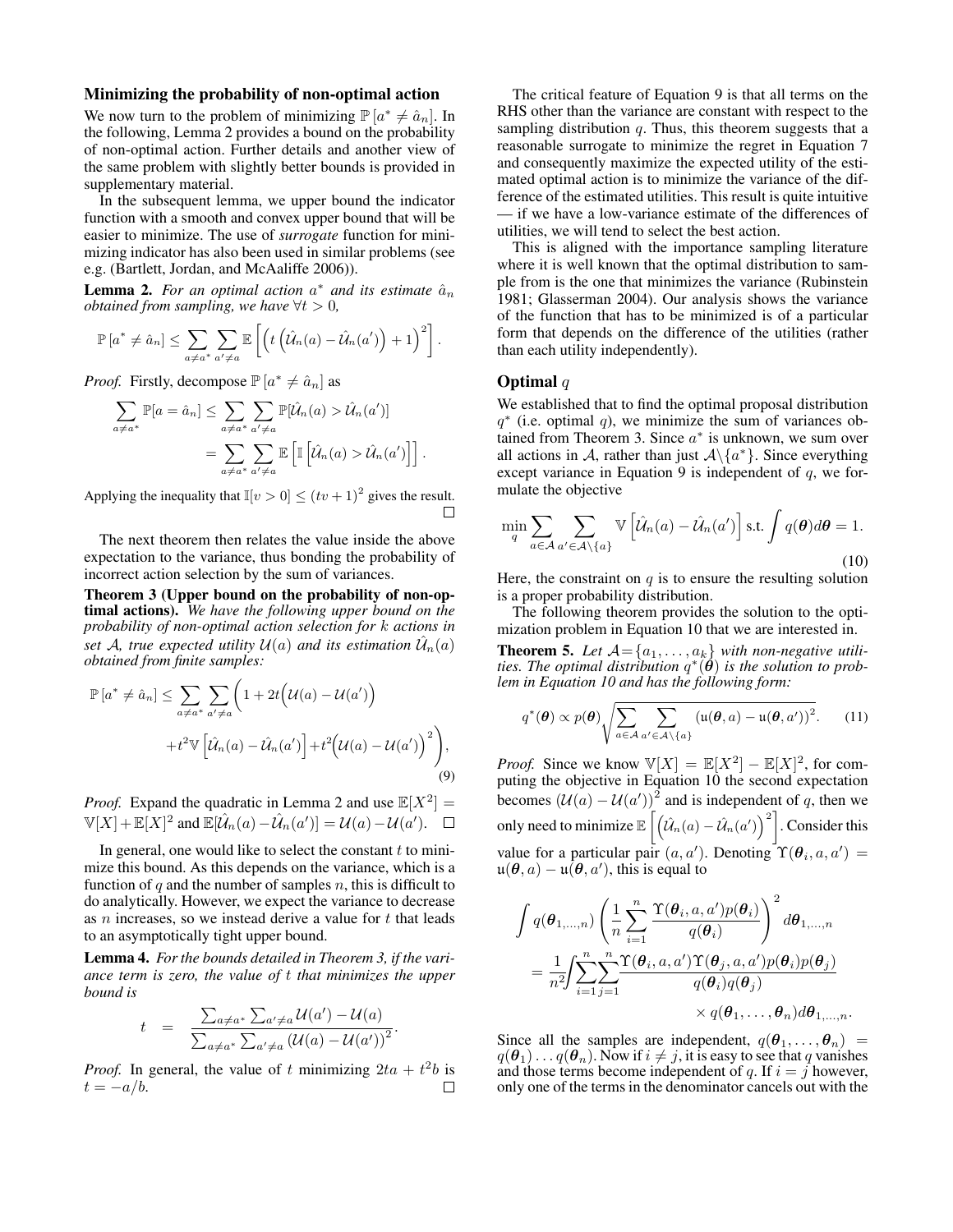## Minimizing the probability of non-optimal action

We now turn to the problem of minimizing $\mathbb{P}\left[a^* \neq \hat{a}_n\right]$. In the following, Lemma 2 provides a bound on the probability of non-optimal action. Further details and another view of the same problem with slightly better bounds is provided in supplementary material.

In the subsequent lemma, we upper bound the indicator function with a smooth and convex upper bound that will be easier to minimize. The use of *surrogate* function for minimizing indicator has also been used in similar problems (see e.g. (Bartlett, Jordan, and McAaliffe 2006)).

**Lemma 2.** *For an optimal action $a^*$ and its estimate $\hat{a}_n$ obtained from sampling, we have $\forall t > 0$,*

$$\mathbb{P}\left[a^* \neq \hat{a}_n\right] \leq \sum_{a \neq a^*} \sum_{a' \neq a} \mathbb{E}\left[\left(t\left(\hat{\mathcal{U}}_n(a) - \hat{\mathcal{U}}_n(a')\right) + 1\right)^2\right].$$

*Proof.* Firstly, decompose $\mathbb{P}\left[a^* \neq \hat{a}_n\right]$ as

$$\begin{aligned}\sum_{a \neq a^*} \mathbb{P}[a = \hat{a}_n] &\leq \sum_{a \neq a^*} \sum_{a' \neq a} \mathbb{P}[\hat{\mathcal{U}}_n(a) > \hat{\mathcal{U}}_n(a')] \\ &= \sum_{a \neq a^*} \sum_{a' \neq a} \mathbb{E}\left[\mathbb{I}\left[\hat{\mathcal{U}}_n(a) > \hat{\mathcal{U}}_n(a')\right]\right].\end{aligned}$$

Applying the inequality that $\mathbb{I}[v > 0] \leq (tv + 1)^2$ gives the result. ☐

The next theorem then relates the value inside the above expectation to the variance, thus bonding the probability of incorrect action selection by the sum of variances.

**Theorem 3 (Upper bound on the probability of non-optimal actions).** *We have the following upper bound on the probability of non-optimal action selection for $k$ actions in set $\mathcal{A}$, true expected utility $\mathcal{U}(a)$ and its estimation $\hat{\mathcal{U}}_n(a)$ obtained from finite samples:*

$$\begin{aligned}\mathbb{P}\left[a^* \neq \hat{a}_n\right] \leq \sum_{a \neq a^*} \sum_{a' \neq a} \Bigg(1 + 2t\Big(\mathcal{U}(a) - \mathcal{U}(a')\Big) \\ + t^2 \mathbb{V}\left[\hat{\mathcal{U}}_n(a) - \hat{\mathcal{U}}_n(a')\right] + t^2\Big(\mathcal{U}(a) - \mathcal{U}(a')\Big)^2\Bigg),\end{aligned} \tag{9}$$

*Proof.* Expand the quadratic in Lemma 2 and use $\mathbb{E}[X^2] = \mathbb{V}[X] + \mathbb{E}[X]^2$ and $\mathbb{E}[\hat{\mathcal{U}}_n(a) - \hat{\mathcal{U}}_n(a')] = \mathcal{U}(a) - \mathcal{U}(a')$. ☐

In general, one would like to select the constant $t$ to minimize this bound. As this depends on the variance, which is a function of $q$ and the number of samples $n$, this is difficult to do analytically. However, we expect the variance to decrease as $n$ increases, so we instead derive a value for $t$ that leads to an asymptotically tight upper bound.

**Lemma 4.** *For the bounds detailed in Theorem 3, if the variance term is zero, the value of $t$ that minimizes the upper bound is*

$$t \quad = \quad \frac{\sum_{a \neq a^*} \sum_{a' \neq a} \mathcal{U}(a') - \mathcal{U}(a)}{\sum_{a \neq a^*} \sum_{a' \neq a} \left(\mathcal{U}(a) - \mathcal{U}(a')\right)^2}.$$

*Proof.* In general, the value of $t$ minimizing $2ta + t^2 b$ is $t = -a/b$. ☐

The critical feature of Equation 9 is that all terms on the RHS other than the variance are constant with respect to the sampling distribution $q$. Thus, this theorem suggests that a reasonable surrogate to minimize the regret in Equation 7 and consequently maximize the expected utility of the estimated optimal action is to minimize the variance of the difference of the estimated utilities. This result is quite intuitive — if we have a low-variance estimate of the differences of utilities, we will tend to select the best action.

This is aligned with the importance sampling literature where it is well known that the optimal distribution to sample from is the one that minimizes the variance (Rubinstein 1981; Glasserman 2004). Our analysis shows the variance of the function that has to be minimized is of a particular form that depends on the difference of the utilities (rather than each utility independently).

## Optimal $q$

We established that to find the optimal proposal distribution $q^*$ (i.e. optimal $q$), we minimize the sum of variances obtained from Theorem 3. Since $a^*$ is unknown, we sum over all actions in $\mathcal{A}$, rather than just $\mathcal{A} \backslash \{a^*\}$. Since everything except variance in Equation 9 is independent of $q$, we formulate the objective

$$\min_q \sum_{a \in \mathcal{A}} \sum_{a' \in \mathcal{A} \backslash \{a\}} \mathbb{V}\left[\hat{\mathcal{U}}_n(a) - \hat{\mathcal{U}}_n(a')\right] \text{ s.t.} \int q(\boldsymbol{\theta}) d\boldsymbol{\theta} = 1. \tag{10}$$

Here, the constraint on $q$ is to ensure the resulting solution is a proper probability distribution.

The following theorem provides the solution to the optimization problem in Equation 10 that we are interested in.

**Theorem 5.** *Let $\mathcal{A} = \{a_1, \ldots, a_k\}$ with non-negative utilities. The optimal distribution $q^*(\boldsymbol{\theta})$ is the solution to problem in Equation 10 and has the following form:*

$$q^*(\boldsymbol{\theta}) \propto p(\boldsymbol{\theta}) \sqrt{\sum_{a \in \mathcal{A}} \sum_{a' \in \mathcal{A} \backslash \{a\}} \left(\mathfrak{u}(\boldsymbol{\theta}, a) - \mathfrak{u}(\boldsymbol{\theta}, a')\right)^2}. \tag{11}$$

*Proof.* Since we know $\mathbb{V}[X] = \mathbb{E}[X^2] - \mathbb{E}[X]^2$, for computing the objective in Equation 10 the second expectation becomes $\left(\mathcal{U}(a) - \mathcal{U}(a')\right)^2$ and is independent of $q$, then we only need to minimize $\mathbb{E}\left[\left(\hat{\mathcal{U}}_n(a) - \hat{\mathcal{U}}_n(a')\right)^2\right]$. Consider this value for a particular pair $(a, a')$. Denoting $\Upsilon(\boldsymbol{\theta}_i, a, a') = \mathfrak{u}(\boldsymbol{\theta}, a) - \mathfrak{u}(\boldsymbol{\theta}, a')$, this is equal to

$$\begin{aligned}&\int q(\boldsymbol{\theta}_{1,\ldots,n}) \left(\frac{1}{n} \sum_{i=1}^{n} \frac{\Upsilon(\boldsymbol{\theta}_i, a, a') p(\boldsymbol{\theta}_i)}{q(\boldsymbol{\theta}_i)}\right)^2 d\boldsymbol{\theta}_{1,\ldots,n} \\ &= \frac{1}{n^2} \int \sum_{i=1}^{n} \sum_{j=1}^{n} \frac{\Upsilon(\boldsymbol{\theta}_i, a, a') \Upsilon(\boldsymbol{\theta}_j, a, a') p(\boldsymbol{\theta}_i) p(\boldsymbol{\theta}_j)}{q(\boldsymbol{\theta}_i) q(\boldsymbol{\theta}_j)} \\ &\qquad \times q(\boldsymbol{\theta}_1, \ldots, \boldsymbol{\theta}_n) d\boldsymbol{\theta}_{1,\ldots,n}.\end{aligned}$$

Since all the samples are independent, $q(\boldsymbol{\theta}_1, \ldots, \boldsymbol{\theta}_n) = q(\boldsymbol{\theta}_1) \ldots q(\boldsymbol{\theta}_n)$. Now if $i \neq j$, it is easy to see that $q$ vanishes and those terms become independent of $q$. If $i = j$ however, only one of the terms in the denominator cancels out with the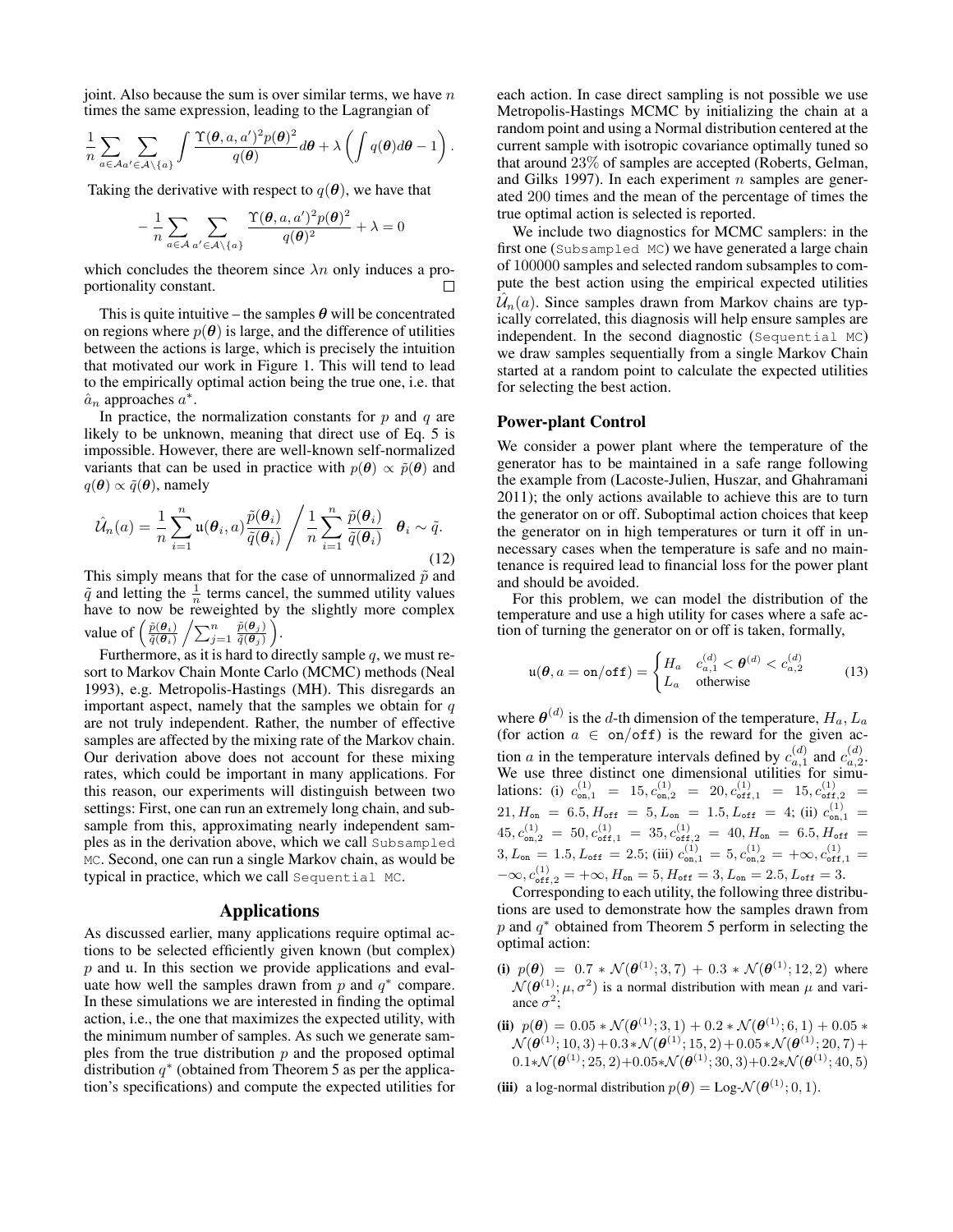joint. Also because the sum is over similar terms, we have $n$ times the same expression, leading to the Lagrangian of

$$\frac{1}{n}\sum_{a\in\mathcal{A}}\sum_{a'\in\mathcal{A}\setminus\{a\}}\int\frac{\Upsilon(\boldsymbol{\theta},a,a')^2p(\boldsymbol{\theta})^2}{q(\boldsymbol{\theta})}d\boldsymbol{\theta}+\lambda\left(\int q(\boldsymbol{\theta})d\boldsymbol{\theta}-1\right).$$

Taking the derivative with respect to $q(\boldsymbol{\theta})$, we have that

$$-\frac{1}{n}\sum_{a\in\mathcal{A}}\sum_{a'\in\mathcal{A}\setminus\{a\}}\frac{\Upsilon(\boldsymbol{\theta},a,a')^2p(\boldsymbol{\theta})^2}{q(\boldsymbol{\theta})^2}+\lambda=0$$

which concludes the theorem since $\lambda n$ only induces a proportionality constant. □

This is quite intuitive – the samples $\boldsymbol{\theta}$ will be concentrated on regions where $p(\boldsymbol{\theta})$ is large, and the difference of utilities between the actions is large, which is precisely the intuition that motivated our work in Figure 1. This will tend to lead to the empirically optimal action being the true one, i.e. that $\hat{a}_n$ approaches $a^*$.

In practice, the normalization constants for $p$ and $q$ are likely to be unknown, meaning that direct use of Eq. 5 is impossible. However, there are well-known self-normalized variants that can be used in practice with $p(\boldsymbol{\theta})\propto\tilde{p}(\boldsymbol{\theta})$ and $q(\boldsymbol{\theta})\propto\tilde{q}(\boldsymbol{\theta})$, namely

$$\hat{\mathcal{U}}_n(a)=\frac{1}{n}\sum_{i=1}^{n}\mathtt{u}(\boldsymbol{\theta}_i,a)\frac{\tilde{p}(\boldsymbol{\theta}_i)}{\tilde{q}(\boldsymbol{\theta}_i)}\Bigg/\frac{1}{n}\sum_{i=1}^{n}\frac{\tilde{p}(\boldsymbol{\theta}_i)}{\tilde{q}(\boldsymbol{\theta}_i)}\quad\boldsymbol{\theta}_i\sim\tilde{q}. \tag{12}$$

This simply means that for the case of unnormalized $\tilde{p}$ and $\tilde{q}$ and letting the $\frac{1}{n}$ terms cancel, the summed utility values have to now be reweighted by the slightly more complex value of $\left(\frac{\tilde{p}(\boldsymbol{\theta}_i)}{\tilde{q}(\boldsymbol{\theta}_i)}\Big/\sum_{j=1}^{n}\frac{\tilde{p}(\boldsymbol{\theta}_j)}{\tilde{q}(\boldsymbol{\theta}_j)}\right)$.

Furthermore, as it is hard to directly sample $q$, we must resort to Markov Chain Monte Carlo (MCMC) methods (Neal 1993), e.g. Metropolis-Hastings (MH). This disregards an important aspect, namely that the samples we obtain for $q$ are not truly independent. Rather, the number of effective samples are affected by the mixing rate of the Markov chain. Our derivation above does not account for these mixing rates, which could be important in many applications. For this reason, our experiments will distinguish between two settings: First, one can run an extremely long chain, and subsample from this, approximating nearly independent samples as in the derivation above, which we call `Subsampled MC`. Second, one can run a single Markov chain, as would be typical in practice, which we call `Sequential MC`.

## Applications

As discussed earlier, many applications require optimal actions to be selected efficiently given known (but complex) $p$ and $\mathtt{u}$. In this section we provide applications and evaluate how well the samples drawn from $p$ and $q^*$ compare. In these simulations we are interested in finding the optimal action, i.e., the one that maximizes the expected utility, with the minimum number of samples. As such we generate samples from the true distribution $p$ and the proposed optimal distribution $q^*$ (obtained from Theorem 5 as per the application's specifications) and compute the expected utilities for each action. In case direct sampling is not possible we use Metropolis-Hastings MCMC by initializing the chain at a random point and using a Normal distribution centered at the current sample with isotropic covariance optimally tuned so that around 23% of samples are accepted (Roberts, Gelman, and Gilks 1997). In each experiment $n$ samples are generated 200 times and the mean of the percentage of times the true optimal action is selected is reported.

We include two diagnostics for MCMC samplers: in the first one (`Subsampled MC`) we have generated a large chain of 100000 samples and selected random subsamples to compute the best action using the empirical expected utilities $\hat{\mathcal{U}}_n(a)$. Since samples drawn from Markov chains are typically correlated, this diagnosis will help ensure samples are independent. In the second diagnostic (`Sequential MC`) we draw samples sequentially from a single Markov Chain started at a random point to calculate the expected utilities for selecting the best action.

### Power-plant Control

We consider a power plant where the temperature of the generator has to be maintained in a safe range following the example from (Lacoste-Julien, Huszar, and Ghahramani 2011); the only actions available to achieve this are to turn the generator on or off. Suboptimal action choices that keep the generator on in high temperatures or turn it off in unnecessary cases when the temperature is safe and no maintenance is required lead to financial loss for the power plant and should be avoided.

For this problem, we can model the distribution of the temperature and use a high utility for cases where a safe action of turning the generator on or off is taken, formally,

$$\mathtt{u}(\boldsymbol{\theta},a=\mathtt{on/off})=\begin{cases}H_a & c_{a,1}^{(d)}<\boldsymbol{\theta}^{(d)}<c_{a,2}^{(d)}\\ L_a & \text{otherwise}\end{cases} \tag{13}$$

where $\boldsymbol{\theta}^{(d)}$ is the $d$-th dimension of the temperature, $H_a, L_a$ (for action $a\in\mathtt{on/off}$) is the reward for the given action $a$ in the temperature intervals defined by $c_{a,1}^{(d)}$ and $c_{a,2}^{(d)}$. We use three distinct one dimensional utilities for simulations: (i) $c_{\mathtt{on},1}^{(1)}=15, c_{\mathtt{on},2}^{(1)}=20, c_{\mathtt{off},1}^{(1)}=15, c_{\mathtt{off},2}^{(1)}=21, H_{\mathtt{on}}=6.5, H_{\mathtt{off}}=5, L_{\mathtt{on}}=1.5, L_{\mathtt{off}}=4$; (ii) $c_{\mathtt{on},1}^{(1)}=45, c_{\mathtt{on},2}^{(1)}=50, c_{\mathtt{off},1}^{(1)}=35, c_{\mathtt{off},2}^{(1)}=40, H_{\mathtt{on}}=6.5, H_{\mathtt{off}}=3, L_{\mathtt{on}}=1.5, L_{\mathtt{off}}=2.5$; (iii) $c_{\mathtt{on},1}^{(1)}=5, c_{\mathtt{on},2}^{(1)}=+\infty, c_{\mathtt{off},1}^{(1)}=-\infty, c_{\mathtt{off},2}^{(1)}=+\infty, H_{\mathtt{on}}=5, H_{\mathtt{off}}=3, L_{\mathtt{on}}=2.5, L_{\mathtt{off}}=3$.

Corresponding to each utility, the following three distributions are used to demonstrate how the samples drawn from $p$ and $q^*$ obtained from Theorem 5 perform in selecting the optimal action:

- **(i)** $p(\boldsymbol{\theta})=0.7*\mathcal{N}(\boldsymbol{\theta}^{(1)};3,7)+0.3*\mathcal{N}(\boldsymbol{\theta}^{(1)};12,2)$ where $\mathcal{N}(\boldsymbol{\theta}^{(1)};\mu,\sigma^2)$ is a normal distribution with mean $\mu$ and variance $\sigma^2$;
- **(ii)** $p(\boldsymbol{\theta})=0.05*\mathcal{N}(\boldsymbol{\theta}^{(1)};3,1)+0.2*\mathcal{N}(\boldsymbol{\theta}^{(1)};6,1)+0.05*\mathcal{N}(\boldsymbol{\theta}^{(1)};10,3)+0.3*\mathcal{N}(\boldsymbol{\theta}^{(1)};15,2)+0.05*\mathcal{N}(\boldsymbol{\theta}^{(1)};20,7)+0.1*\mathcal{N}(\boldsymbol{\theta}^{(1)};25,2)+0.05*\mathcal{N}(\boldsymbol{\theta}^{(1)};30,3)+0.2*\mathcal{N}(\boldsymbol{\theta}^{(1)};40,5)$
- **(iii)** a log-normal distribution $p(\boldsymbol{\theta})=\text{Log-}\mathcal{N}(\boldsymbol{\theta}^{(1)};0,1)$.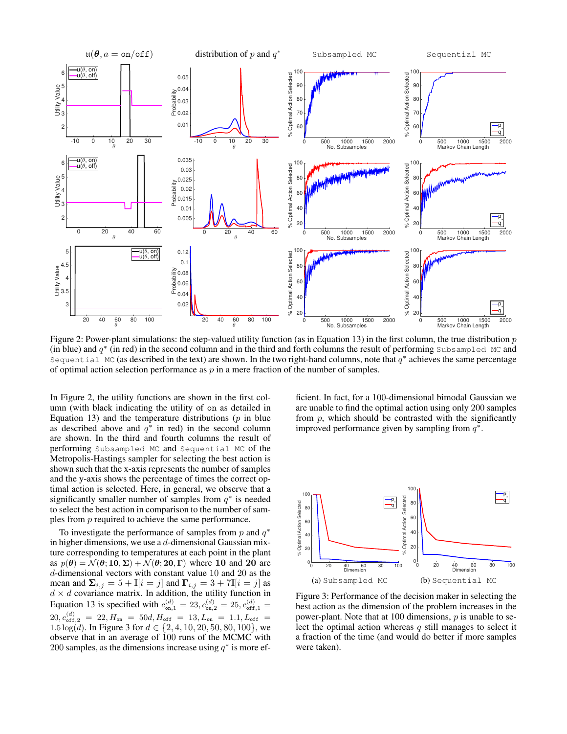Figure 2: Power-plant simulations: the step-valued utility function (as in Equation 13) in the first column, the true distribution $p$ (in blue) and $q^*$ (in red) in the second column and in the third and forth columns the result of performing `Subsampled MC` and `Sequential MC` (as described in the text) are shown. In the two right-hand columns, note that $q^*$ achieves the same percentage of optimal action selection performance as $p$ in a mere fraction of the number of samples.

In Figure 2, the utility functions are shown in the first column (with black indicating the utility of on as detailed in Equation 13) and the temperature distributions ($p$ in blue as described above and $q^*$ in red) in the second column are shown. In the third and fourth columns the result of performing `Subsampled MC` and `Sequential MC` of the Metropolis-Hastings sampler for selecting the best action is shown such that the x-axis represents the number of samples and the y-axis shows the percentage of times the correct optimal action is selected. Here, in general, we observe that a significantly smaller number of samples from $q^*$ is needed to select the best action in comparison to the number of samples from $p$ required to achieve the same performance.

To investigate the performance of samples from $p$ and $q^*$ in higher dimensions, we use a $d$-dimensional Gaussian mixture corresponding to temperatures at each point in the plant as $p(\boldsymbol{\theta}) = \mathcal{N}(\boldsymbol{\theta}; \mathbf{10}, \boldsymbol{\Sigma}) + \mathcal{N}(\boldsymbol{\theta}; \mathbf{20}, \boldsymbol{\Gamma})$ where $\mathbf{10}$ and $\mathbf{20}$ are $d$-dimensional vectors with constant value 10 and 20 as the mean and $\boldsymbol{\Sigma}_{i,j} = 5 + \mathbb{I}[i = j]$ and $\boldsymbol{\Gamma}_{i,j} = 3 + 7\mathbb{I}[i = j]$ as $d \times d$ covariance matrix. In addition, the utility function in Equation 13 is specified with $c^{(d)}_{\texttt{on},1} = 23, c^{(d)}_{\texttt{on},2} = 25, c^{(d)}_{\texttt{off},1} = 20, c^{(d)}_{\texttt{off},2} = 22, H_{\texttt{on}} = 50d, H_{\texttt{off}} = 13, L_{\texttt{on}} = 1.1, L_{\texttt{off}} = 1.5\log(d)$. In Figure 3 for $d \in \{2, 4, 10, 20, 50, 80, 100\}$, we observe that in an average of 100 runs of the MCMC with 200 samples, as the dimensions increase using $q^*$ is more efficient. In fact, for a 100-dimensional bimodal Gaussian we are unable to find the optimal action using only 200 samples from $p$, which should be contrasted with the significantly improved performance given by sampling from $q^*$.

(a) `Subsampled MC` (b) `Sequential MC`

Figure 3: Performance of the decision maker in selecting the best action as the dimension of the problem increases in the power-plant. Note that at 100 dimensions, $p$ is unable to select the optimal action whereas $q$ still manages to select it a fraction of the time (and would do better if more samples were taken).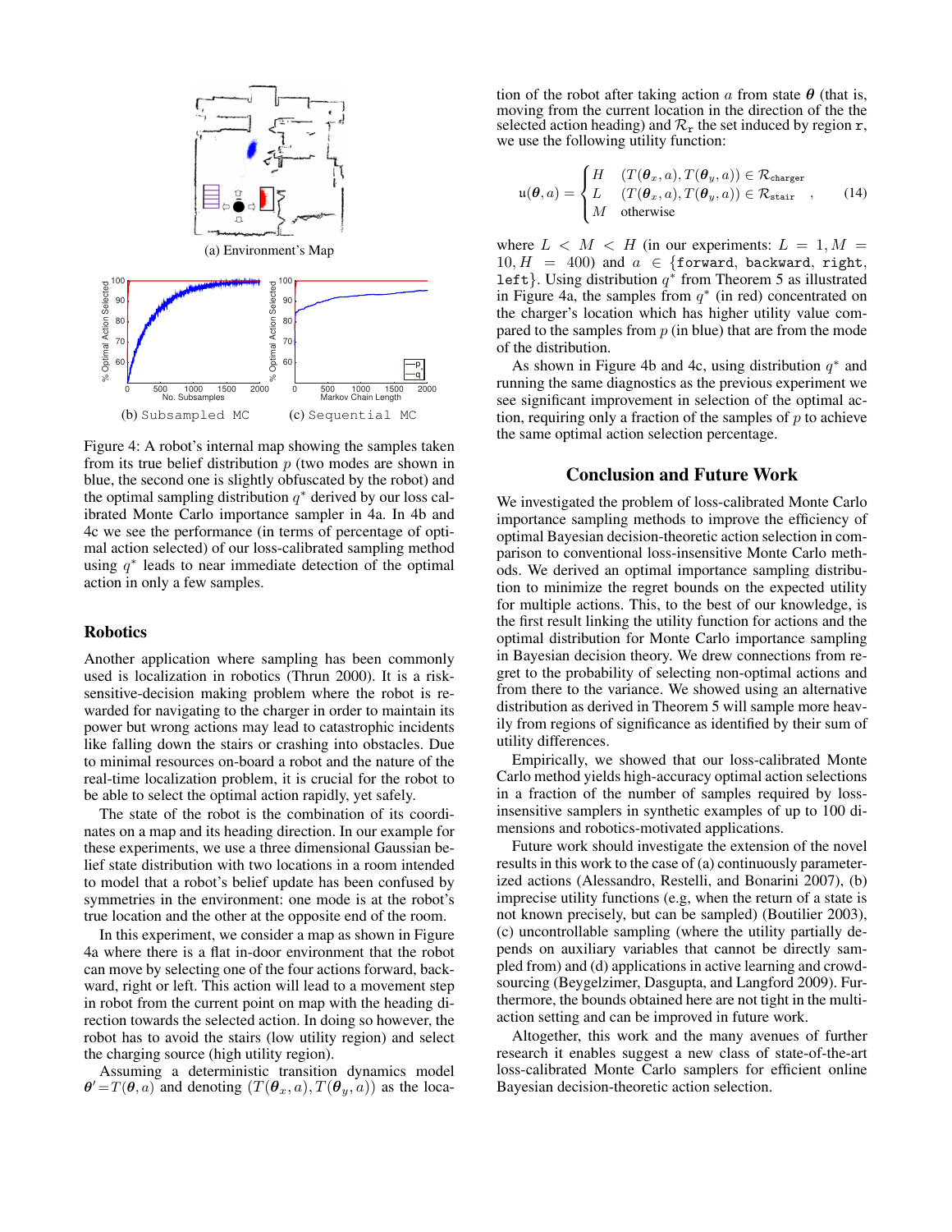(a) Environment's Map

(b) `Subsampled MC` (c) `Sequential MC`

Figure 4: A robot's internal map showing the samples taken from its true belief distribution $p$ (two modes are shown in blue, the second one is slightly obfuscated by the robot) and the optimal sampling distribution $q^*$ derived by our loss calibrated Monte Carlo importance sampler in 4a. In 4b and 4c we see the performance (in terms of percentage of optimal action selected) of our loss-calibrated sampling method using $q^*$ leads to near immediate detection of the optimal action in only a few samples.

## Robotics

Another application where sampling has been commonly used is localization in robotics (Thrun 2000). It is a risk-sensitive-decision making problem where the robot is rewarded for navigating to the charger in order to maintain its power but wrong actions may lead to catastrophic incidents like falling down the stairs or crashing into obstacles. Due to minimal resources on-board a robot and the nature of the real-time localization problem, it is crucial for the robot to be able to select the optimal action rapidly, yet safely.

The state of the robot is the combination of its coordinates on a map and its heading direction. In our example for these experiments, we use a three dimensional Gaussian belief state distribution with two locations in a room intended to model that a robot's belief update has been confused by symmetries in the environment: one mode is at the robot's true location and the other at the opposite end of the room.

In this experiment, we consider a map as shown in Figure 4a where there is a flat in-door environment that the robot can move by selecting one of the four actions forward, backward, right or left. This action will lead to a movement step in robot from the current point on map with the heading direction towards the selected action. In doing so however, the robot has to avoid the stairs (low utility region) and select the charging source (high utility region).

Assuming a deterministic transition dynamics model $\boldsymbol{\theta}' = T(\boldsymbol{\theta}, a)$ and denoting $(T(\boldsymbol{\theta}_x, a), T(\boldsymbol{\theta}_y, a))$ as the location of the robot after taking action $a$ from state $\boldsymbol{\theta}$ (that is, moving from the current location in the direction of the the selected action heading) and $\mathcal{R}_{\mathtt{r}}$ the set induced by region $\mathtt{r}$, we use the following utility function:

$$\mathtt{u}(\boldsymbol{\theta}, a) = \begin{cases} H & (T(\boldsymbol{\theta}_x, a), T(\boldsymbol{\theta}_y, a)) \in \mathcal{R}_{\mathtt{charger}} \\ L & (T(\boldsymbol{\theta}_x, a), T(\boldsymbol{\theta}_y, a)) \in \mathcal{R}_{\mathtt{stair}} \\ M & \text{otherwise} \end{cases}, \tag{14}$$

where $L < M < H$ (in our experiments: $L = 1, M = 10, H = 400$) and $a \in \{\mathtt{forward}, \mathtt{backward}, \mathtt{right}, \mathtt{left}\}$. Using distribution $q^*$ from Theorem 5 as illustrated in Figure 4a, the samples from $q^*$ (in red) concentrated on the charger's location which has higher utility value compared to the samples from $p$ (in blue) that are from the mode of the distribution.

As shown in Figure 4b and 4c, using distribution $q^*$ and running the same diagnostics as the previous experiment we see significant improvement in selection of the optimal action, requiring only a fraction of the samples of $p$ to achieve the same optimal action selection percentage.

## Conclusion and Future Work

We investigated the problem of loss-calibrated Monte Carlo importance sampling methods to improve the efficiency of optimal Bayesian decision-theoretic action selection in comparison to conventional loss-insensitive Monte Carlo methods. We derived an optimal importance sampling distribution to minimize the regret bounds on the expected utility for multiple actions. This, to the best of our knowledge, is the first result linking the utility function for actions and the optimal distribution for Monte Carlo importance sampling in Bayesian decision theory. We drew connections from regret to the probability of selecting non-optimal actions and from there to the variance. We showed using an alternative distribution as derived in Theorem 5 will sample more heavily from regions of significance as identified by their sum of utility differences.

Empirically, we showed that our loss-calibrated Monte Carlo method yields high-accuracy optimal action selections in a fraction of the number of samples required by loss-insensitive samplers in synthetic examples of up to 100 dimensions and robotics-motivated applications.

Future work should investigate the extension of the novel results in this work to the case of (a) continuously parameterized actions (Alessandro, Restelli, and Bonarini 2007), (b) imprecise utility functions (e.g, when the return of a state is not known precisely, but can be sampled) (Boutilier 2003), (c) uncontrollable sampling (where the utility partially depends on auxiliary variables that cannot be directly sampled from) and (d) applications in active learning and crowdsourcing (Beygelzimer, Dasgupta, and Langford 2009). Furthermore, the bounds obtained here are not tight in the multi-action setting and can be improved in future work.

Altogether, this work and the many avenues of further research it enables suggest a new class of state-of-the-art loss-calibrated Monte Carlo samplers for efficient online Bayesian decision-theoretic action selection.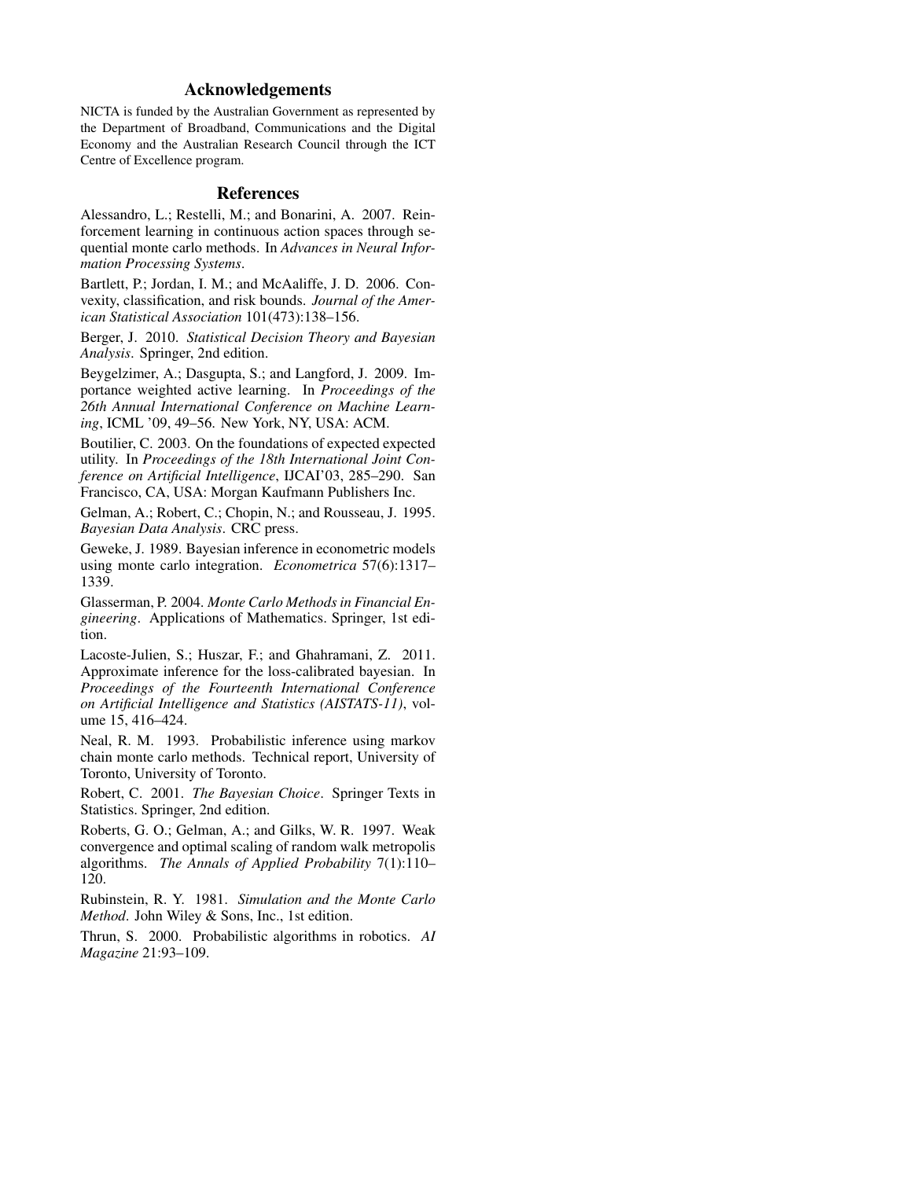## Acknowledgements

NICTA is funded by the Australian Government as represented by the Department of Broadband, Communications and the Digital Economy and the Australian Research Council through the ICT Centre of Excellence program.

## References

Alessandro, L.; Restelli, M.; and Bonarini, A. 2007. Reinforcement learning in continuous action spaces through sequential monte carlo methods. In *Advances in Neural Information Processing Systems*.

Bartlett, P.; Jordan, I. M.; and McAaliffe, J. D. 2006. Convexity, classification, and risk bounds. *Journal of the American Statistical Association* 101(473):138–156.

Berger, J. 2010. *Statistical Decision Theory and Bayesian Analysis*. Springer, 2nd edition.

Beygelzimer, A.; Dasgupta, S.; and Langford, J. 2009. Importance weighted active learning. In *Proceedings of the 26th Annual International Conference on Machine Learning*, ICML '09, 49–56. New York, NY, USA: ACM.

Boutilier, C. 2003. On the foundations of expected expected utility. In *Proceedings of the 18th International Joint Conference on Artificial Intelligence*, IJCAI'03, 285–290. San Francisco, CA, USA: Morgan Kaufmann Publishers Inc.

Gelman, A.; Robert, C.; Chopin, N.; and Rousseau, J. 1995. *Bayesian Data Analysis*. CRC press.

Geweke, J. 1989. Bayesian inference in econometric models using monte carlo integration. *Econometrica* 57(6):1317–1339.

Glasserman, P. 2004. *Monte Carlo Methods in Financial Engineering*. Applications of Mathematics. Springer, 1st edition.

Lacoste-Julien, S.; Huszar, F.; and Ghahramani, Z. 2011. Approximate inference for the loss-calibrated bayesian. In *Proceedings of the Fourteenth International Conference on Artificial Intelligence and Statistics (AISTATS-11)*, volume 15, 416–424.

Neal, R. M. 1993. Probabilistic inference using markov chain monte carlo methods. Technical report, University of Toronto, University of Toronto.

Robert, C. 2001. *The Bayesian Choice*. Springer Texts in Statistics. Springer, 2nd edition.

Roberts, G. O.; Gelman, A.; and Gilks, W. R. 1997. Weak convergence and optimal scaling of random walk metropolis algorithms. *The Annals of Applied Probability* 7(1):110–120.

Rubinstein, R. Y. 1981. *Simulation and the Monte Carlo Method*. John Wiley & Sons, Inc., 1st edition.

Thrun, S. 2000. Probabilistic algorithms in robotics. *AI Magazine* 21:93–109.